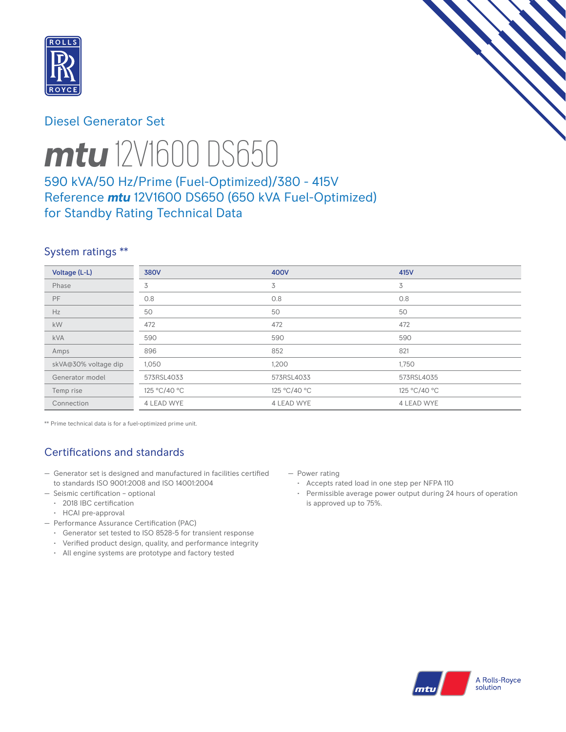Diesel Generator Set

# *mtu* 12V1600 DS650

## 590 kVA/50 Hz/Prime (Fuel-Optimized)/380 - 415V Reference *mtu* 12V1600 DS650 (650 kVA Fuel-Optimized) for Standby Rating Technical Data

### System ratings **

| Voltage (L-L) | 380V | 400V | 415V |
|---|---|---|---|
| Phase | 3 | 3 | 3 |
| PF | 0.8 | 0.8 | 0.8 |
| Hz | 50 | 50 | 50 |
| kW | 472 | 472 | 472 |
| kVA | 590 | 590 | 590 |
| Amps | 896 | 852 | 821 |
| skVA@30% voltage dip | 1,050 | 1,200 | 1,750 |
| Generator model | 573RSL4033 | 573RSL4033 | 573RSL4035 |
| Temp rise | 125 °C/40 °C | 125 °C/40 °C | 125 °C/40 °C |
| Connection | 4 LEAD WYE | 4 LEAD WYE | 4 LEAD WYE |

** Prime technical data is for a fuel-optimized prime unit.

### Certifications and standards

- Generator set is designed and manufactured in facilities certified to standards ISO 9001:2008 and ISO 14001:2004
- Seismic certification – optional
  - 2018 IBC certification
  - HCAI pre-approval
- Performance Assurance Certification (PAC)
  - Generator set tested to ISO 8528-5 for transient response
  - Verified product design, quality, and performance integrity
  - All engine systems are prototype and factory tested
- Power rating
  - Accepts rated load in one step per NFPA 110
  - Permissible average power output during 24 hours of operation is approved up to 75%.

A Rolls-Royce solution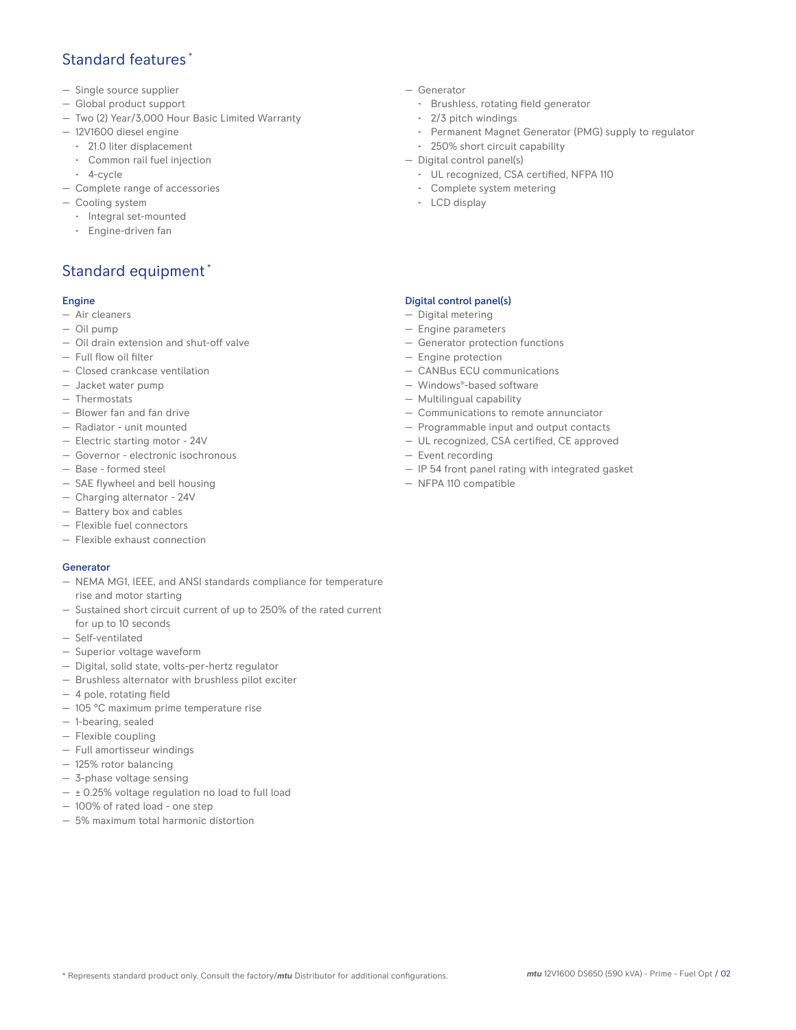## Standard features *

- Single source supplier
- Global product support
- Two (2) Year/3,000 Hour Basic Limited Warranty
- 12V1600 diesel engine
  - 21.0 liter displacement
  - Common rail fuel injection
  - 4-cycle
- Complete range of accessories
- Cooling system
  - Integral set-mounted
  - Engine-driven fan
- Generator
  - Brushless, rotating field generator
  - 2/3 pitch windings
  - Permanent Magnet Generator (PMG) supply to regulator
  - 250% short circuit capability
- Digital control panel(s)
  - UL recognized, CSA certified, NFPA 110
  - Complete system metering
  - LCD display

## Standard equipment *

### Engine

- Air cleaners
- Oil pump
- Oil drain extension and shut-off valve
- Full flow oil filter
- Closed crankcase ventilation
- Jacket water pump
- Thermostats
- Blower fan and fan drive
- Radiator - unit mounted
- Electric starting motor - 24V
- Governor - electronic isochronous
- Base - formed steel
- SAE flywheel and bell housing
- Charging alternator - 24V
- Battery box and cables
- Flexible fuel connectors
- Flexible exhaust connection

### Generator

- NEMA MG1, IEEE, and ANSI standards compliance for temperature rise and motor starting
- Sustained short circuit current of up to 250% of the rated current for up to 10 seconds
- Self-ventilated
- Superior voltage waveform
- Digital, solid state, volts-per-hertz regulator
- Brushless alternator with brushless pilot exciter
- 4 pole, rotating field
- 105 °C maximum prime temperature rise
- 1-bearing, sealed
- Flexible coupling
- Full amortisseur windings
- 125% rotor balancing
- 3-phase voltage sensing
- ± 0.25% voltage regulation no load to full load
- 100% of rated load - one step
- 5% maximum total harmonic distortion

### Digital control panel(s)

- Digital metering
- Engine parameters
- Generator protection functions
- Engine protection
- CANBus ECU communications
- Windows®-based software
- Multilingual capability
- Communications to remote annunciator
- Programmable input and output contacts
- UL recognized, CSA certified, CE approved
- Event recording
- IP 54 front panel rating with integrated gasket
- NFPA 110 compatible

* Represents standard product only. Consult the factory/*mtu* Distributor for additional configurations.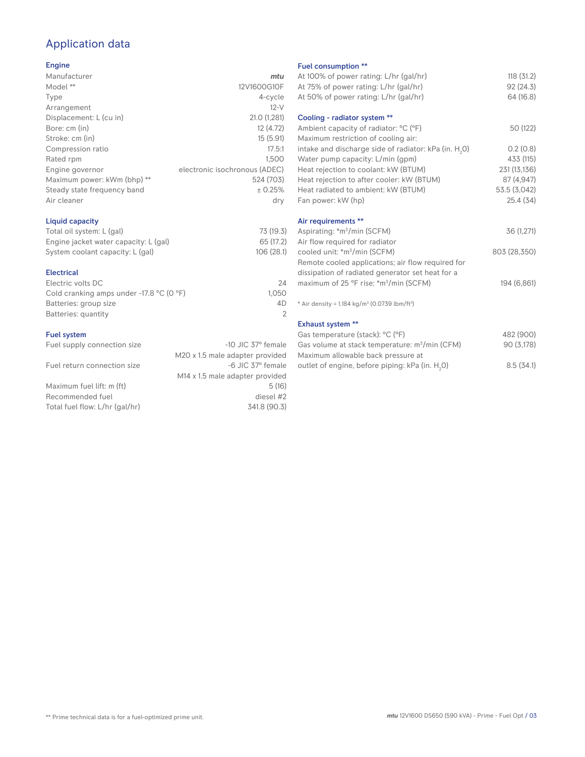# Application data

## Engine

| | |
|---|---|
| Manufacturer | *mtu* |
| Model ** | 12V1600G10F |
| Type | 4-cycle |
| Arrangement | 12-V |
| Displacement: L (cu in) | 21.0 (1,281) |
| Bore: cm (in) | 12 (4.72) |
| Stroke: cm (in) | 15 (5.91) |
| Compression ratio | 17.5:1 |
| Rated rpm | 1,500 |
| Engine governor | electronic isochronous (ADEC) |
| Maximum power: kWm (bhp) ** | 524 (703) |
| Steady state frequency band | ± 0.25% |
| Air cleaner | dry |

## Liquid capacity

| | |
|---|---|
| Total oil system: L (gal) | 73 (19.3) |
| Engine jacket water capacity: L (gal) | 65 (17.2) |
| System coolant capacity: L (gal) | 106 (28.1) |

## Electrical

| | |
|---|---|
| Electric volts DC | 24 |
| Cold cranking amps under -17.8 °C (0 °F) | 1,050 |
| Batteries: group size | 4D |
| Batteries: quantity | 2 |

## Fuel system

| | |
|---|---|
| Fuel supply connection size | -10 JIC 37° female<br>M20 x 1.5 male adapter provided |
| Fuel return connection size | -6 JIC 37° female<br>M14 x 1.5 male adapter provided |
| Maximum fuel lift: m (ft) | 5 (16) |
| Recommended fuel | diesel #2 |
| Total fuel flow: L/hr (gal/hr) | 341.8 (90.3) |

## Fuel consumption **

| | |
|---|---|
| At 100% of power rating: L/hr (gal/hr) | 118 (31.2) |
| At 75% of power rating: L/hr (gal/hr) | 92 (24.3) |
| At 50% of power rating: L/hr (gal/hr) | 64 (16.8) |

## Cooling - radiator system **

| | |
|---|---|
| Ambient capacity of radiator: °C (°F) | 50 (122) |
| Maximum restriction of cooling air: intake and discharge side of radiator: kPa (in. $H_2O$) | 0.2 (0.8) |
| Water pump capacity: L/min (gpm) | 433 (115) |
| Heat rejection to coolant: kW (BTUM) | 231 (13,136) |
| Heat rejection to after cooler: kW (BTUM) | 87 (4,947) |
| Heat radiated to ambient: kW (BTUM) | 53.5 (3,042) |
| Fan power: kW (hp) | 25.4 (34) |

## Air requirements **

| | |
|---|---|
| Aspirating: *m³/min (SCFM) | 36 (1,271) |
| Air flow required for radiator cooled unit: *m³/min (SCFM) | 803 (28,350) |
| Remote cooled applications; air flow required for dissipation of radiated generator set heat for a maximum of 25 °F rise: *m³/min (SCFM) | 194 (6,861) |

\* Air density = 1.184 kg/m³ (0.0739 lbm/ft³)

## Exhaust system **

| | |
|---|---|
| Gas temperature (stack): °C (°F) | 482 (900) |
| Gas volume at stack temperature: m³/min (CFM) | 90 (3,178) |
| Maximum allowable back pressure at outlet of engine, before piping: kPa (in. $H_2O$) | 8.5 (34.1) |

** Prime technical data is for a fuel-optimized prime unit.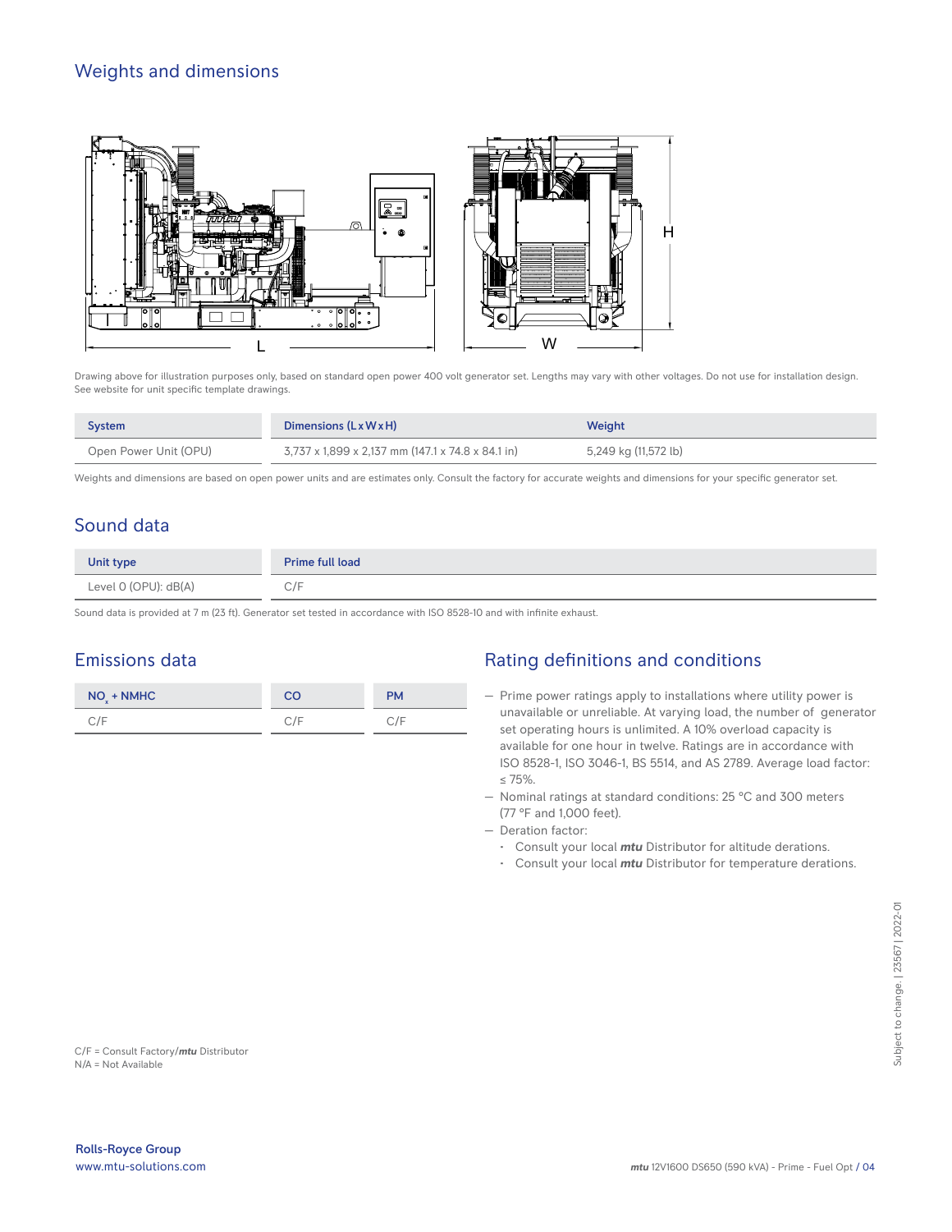## Weights and dimensions

L

W

H

Drawing above for illustration purposes only, based on standard open power 400 volt generator set. Lengths may vary with other voltages. Do not use for installation design. See website for unit specific template drawings.

| System | Dimensions (L x W x H) | Weight |
|---|---|---|
| Open Power Unit (OPU) | 3,737 x 1,899 x 2,137 mm (147.1 x 74.8 x 84.1 in) | 5,249 kg (11,572 lb) |

Weights and dimensions are based on open power units and are estimates only. Consult the factory for accurate weights and dimensions for your specific generator set.

## Sound data

| Unit type | Prime full load |
|---|---|
| Level 0 (OPU): dB(A) | C/F |

Sound data is provided at 7 m (23 ft). Generator set tested in accordance with ISO 8528-10 and with infinite exhaust.

## Emissions data

| $NO_x$ + NMHC | CO | PM |
|---|---|---|
| C/F | C/F | C/F |

## Rating definitions and conditions

- Prime power ratings apply to installations where utility power is unavailable or unreliable. At varying load, the number of generator set operating hours is unlimited. A 10% overload capacity is available for one hour in twelve. Ratings are in accordance with ISO 8528-1, ISO 3046-1, BS 5514, and AS 2789. Average load factor: ≤ 75%.
- Nominal ratings at standard conditions: 25 °C and 300 meters (77 °F and 1,000 feet).
- Deration factor:
  - Consult your local ***mtu*** Distributor for altitude derations.
  - Consult your local ***mtu*** Distributor for temperature derations.

C/F = Consult Factory/***mtu*** Distributor
N/A = Not Available

Subject to change. | 23567 | 2022-01

**Rolls-Royce Group**
www.mtu-solutions.com